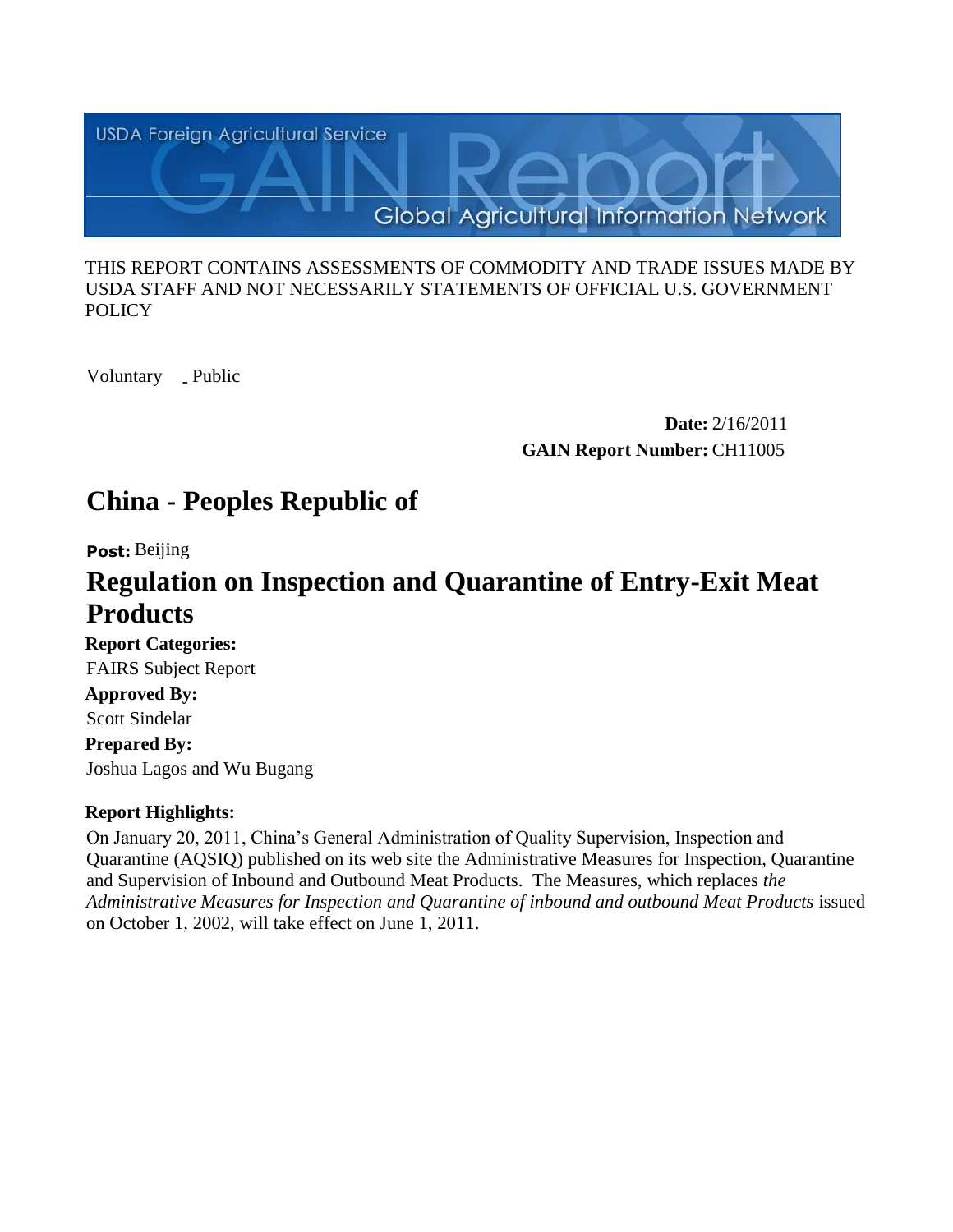USDA Foreign Agricultural Service

GAIN Report

Global Agricultural Information Network

THIS REPORT CONTAINS ASSESSMENTS OF COMMODITY AND TRADE ISSUES MADE BY USDA STAFF AND NOT NECESSARILY STATEMENTS OF OFFICIAL U.S. GOVERNMENT POLICY

Voluntary _ Public

**Date:** 2/16/2011

**GAIN Report Number:** CH11005

# China - Peoples Republic of

**Post:** Beijing

# Regulation on Inspection and Quarantine of Entry-Exit Meat Products

**Report Categories:**

FAIRS Subject Report

**Approved By:**

Scott Sindelar

**Prepared By:**

Joshua Lagos and Wu Bugang

**Report Highlights:**

On January 20, 2011, China's General Administration of Quality Supervision, Inspection and Quarantine (AQSIQ) published on its web site the Administrative Measures for Inspection, Quarantine and Supervision of Inbound and Outbound Meat Products. The Measures, which replaces *the Administrative Measures for Inspection and Quarantine of inbound and outbound Meat Products* issued on October 1, 2002, will take effect on June 1, 2011.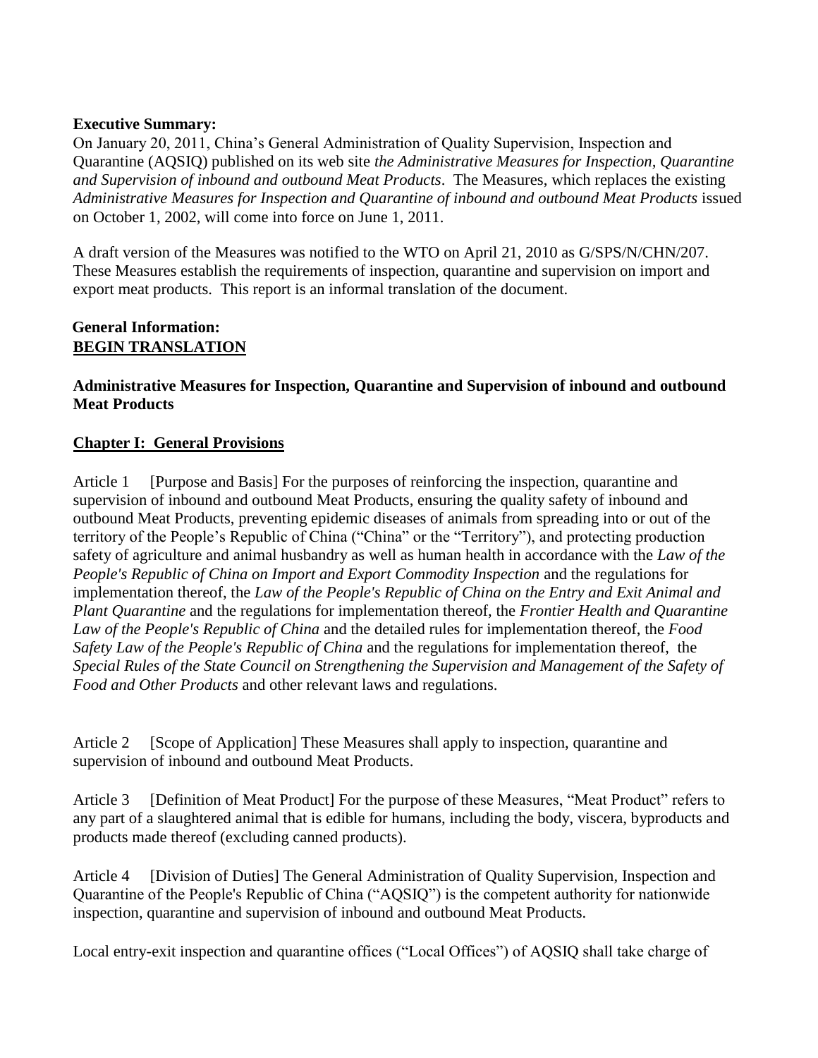**Executive Summary:**
On January 20, 2011, China's General Administration of Quality Supervision, Inspection and Quarantine (AQSIQ) published on its web site *the Administrative Measures for Inspection, Quarantine and Supervision of inbound and outbound Meat Products*. The Measures, which replaces the existing *Administrative Measures for Inspection and Quarantine of inbound and outbound Meat Products* issued on October 1, 2002, will come into force on June 1, 2011.

A draft version of the Measures was notified to the WTO on April 21, 2010 as G/SPS/N/CHN/207. These Measures establish the requirements of inspection, quarantine and supervision on import and export meat products. This report is an informal translation of the document.

**General Information:**
**BEGIN TRANSLATION**

**Administrative Measures for Inspection, Quarantine and Supervision of inbound and outbound Meat Products**

**Chapter I: General Provisions**

Article 1 [Purpose and Basis] For the purposes of reinforcing the inspection, quarantine and supervision of inbound and outbound Meat Products, ensuring the quality safety of inbound and outbound Meat Products, preventing epidemic diseases of animals from spreading into or out of the territory of the People's Republic of China ("China" or the "Territory"), and protecting production safety of agriculture and animal husbandry as well as human health in accordance with the *Law of the People's Republic of China on Import and Export Commodity Inspection* and the regulations for implementation thereof, the *Law of the People's Republic of China on the Entry and Exit Animal and Plant Quarantine* and the regulations for implementation thereof, the *Frontier Health and Quarantine Law of the People's Republic of China* and the detailed rules for implementation thereof, the *Food Safety Law of the People's Republic of China* and the regulations for implementation thereof, the *Special Rules of the State Council on Strengthening the Supervision and Management of the Safety of Food and Other Products* and other relevant laws and regulations.

Article 2 [Scope of Application] These Measures shall apply to inspection, quarantine and supervision of inbound and outbound Meat Products.

Article 3 [Definition of Meat Product] For the purpose of these Measures, "Meat Product" refers to any part of a slaughtered animal that is edible for humans, including the body, viscera, byproducts and products made thereof (excluding canned products).

Article 4 [Division of Duties] The General Administration of Quality Supervision, Inspection and Quarantine of the People's Republic of China ("AQSIQ") is the competent authority for nationwide inspection, quarantine and supervision of inbound and outbound Meat Products.

Local entry-exit inspection and quarantine offices ("Local Offices") of AQSIQ shall take charge of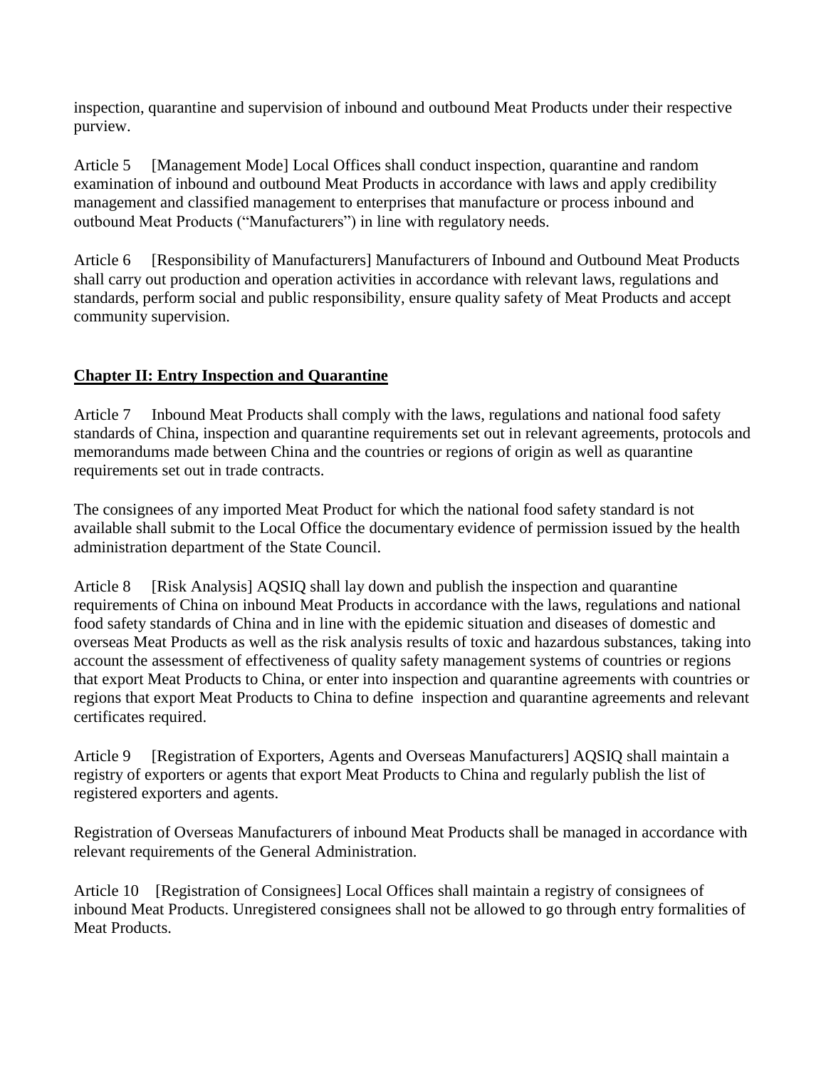inspection, quarantine and supervision of inbound and outbound Meat Products under their respective purview.

Article 5 [Management Mode] Local Offices shall conduct inspection, quarantine and random examination of inbound and outbound Meat Products in accordance with laws and apply credibility management and classified management to enterprises that manufacture or process inbound and outbound Meat Products ("Manufacturers") in line with regulatory needs.

Article 6 [Responsibility of Manufacturers] Manufacturers of Inbound and Outbound Meat Products shall carry out production and operation activities in accordance with relevant laws, regulations and standards, perform social and public responsibility, ensure quality safety of Meat Products and accept community supervision.

## Chapter II: Entry Inspection and Quarantine

Article 7 Inbound Meat Products shall comply with the laws, regulations and national food safety standards of China, inspection and quarantine requirements set out in relevant agreements, protocols and memorandums made between China and the countries or regions of origin as well as quarantine requirements set out in trade contracts.

The consignees of any imported Meat Product for which the national food safety standard is not available shall submit to the Local Office the documentary evidence of permission issued by the health administration department of the State Council.

Article 8 [Risk Analysis] AQSIQ shall lay down and publish the inspection and quarantine requirements of China on inbound Meat Products in accordance with the laws, regulations and national food safety standards of China and in line with the epidemic situation and diseases of domestic and overseas Meat Products as well as the risk analysis results of toxic and hazardous substances, taking into account the assessment of effectiveness of quality safety management systems of countries or regions that export Meat Products to China, or enter into inspection and quarantine agreements with countries or regions that export Meat Products to China to define inspection and quarantine agreements and relevant certificates required.

Article 9 [Registration of Exporters, Agents and Overseas Manufacturers] AQSIQ shall maintain a registry of exporters or agents that export Meat Products to China and regularly publish the list of registered exporters and agents.

Registration of Overseas Manufacturers of inbound Meat Products shall be managed in accordance with relevant requirements of the General Administration.

Article 10 [Registration of Consignees] Local Offices shall maintain a registry of consignees of inbound Meat Products. Unregistered consignees shall not be allowed to go through entry formalities of Meat Products.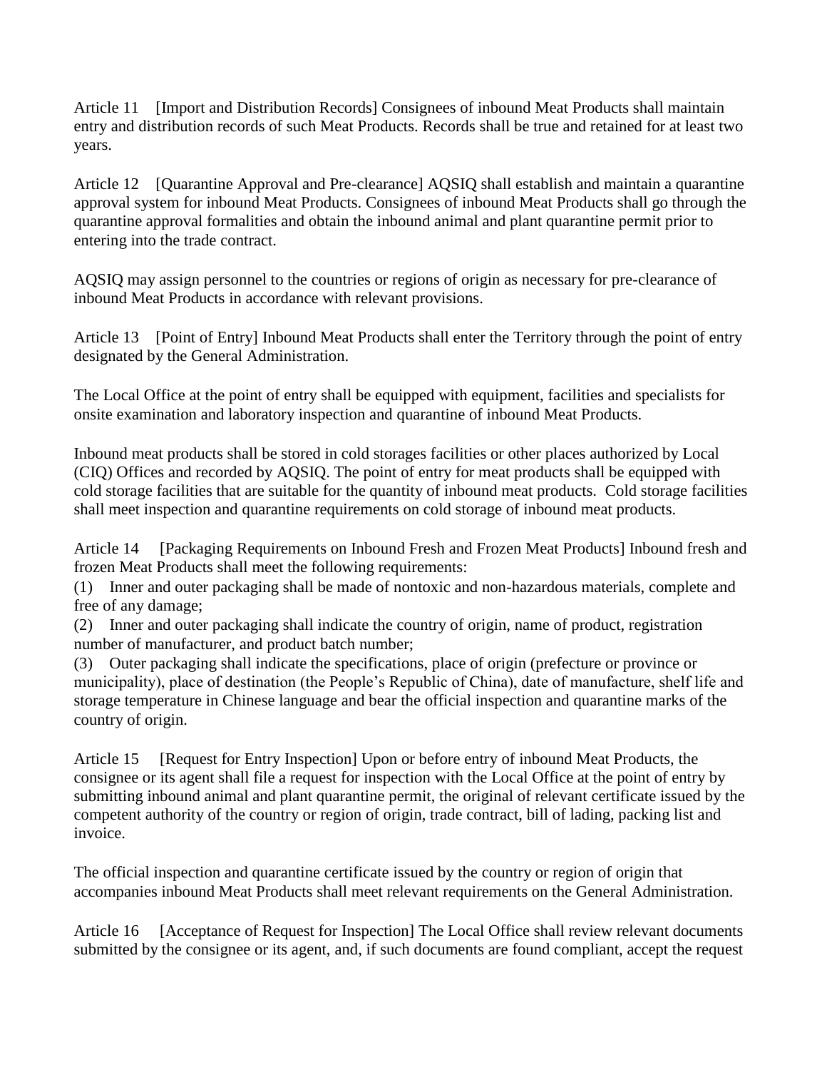Article 11 [Import and Distribution Records] Consignees of inbound Meat Products shall maintain entry and distribution records of such Meat Products. Records shall be true and retained for at least two years.

Article 12 [Quarantine Approval and Pre-clearance] AQSIQ shall establish and maintain a quarantine approval system for inbound Meat Products. Consignees of inbound Meat Products shall go through the quarantine approval formalities and obtain the inbound animal and plant quarantine permit prior to entering into the trade contract.

AQSIQ may assign personnel to the countries or regions of origin as necessary for pre-clearance of inbound Meat Products in accordance with relevant provisions.

Article 13 [Point of Entry] Inbound Meat Products shall enter the Territory through the point of entry designated by the General Administration.

The Local Office at the point of entry shall be equipped with equipment, facilities and specialists for onsite examination and laboratory inspection and quarantine of inbound Meat Products.

Inbound meat products shall be stored in cold storages facilities or other places authorized by Local (CIQ) Offices and recorded by AQSIQ. The point of entry for meat products shall be equipped with cold storage facilities that are suitable for the quantity of inbound meat products. Cold storage facilities shall meet inspection and quarantine requirements on cold storage of inbound meat products.

Article 14 [Packaging Requirements on Inbound Fresh and Frozen Meat Products] Inbound fresh and frozen Meat Products shall meet the following requirements:

(1) Inner and outer packaging shall be made of nontoxic and non-hazardous materials, complete and free of any damage;

(2) Inner and outer packaging shall indicate the country of origin, name of product, registration number of manufacturer, and product batch number;

(3) Outer packaging shall indicate the specifications, place of origin (prefecture or province or municipality), place of destination (the People's Republic of China), date of manufacture, shelf life and storage temperature in Chinese language and bear the official inspection and quarantine marks of the country of origin.

Article 15 [Request for Entry Inspection] Upon or before entry of inbound Meat Products, the consignee or its agent shall file a request for inspection with the Local Office at the point of entry by submitting inbound animal and plant quarantine permit, the original of relevant certificate issued by the competent authority of the country or region of origin, trade contract, bill of lading, packing list and invoice.

The official inspection and quarantine certificate issued by the country or region of origin that accompanies inbound Meat Products shall meet relevant requirements on the General Administration.

Article 16 [Acceptance of Request for Inspection] The Local Office shall review relevant documents submitted by the consignee or its agent, and, if such documents are found compliant, accept the request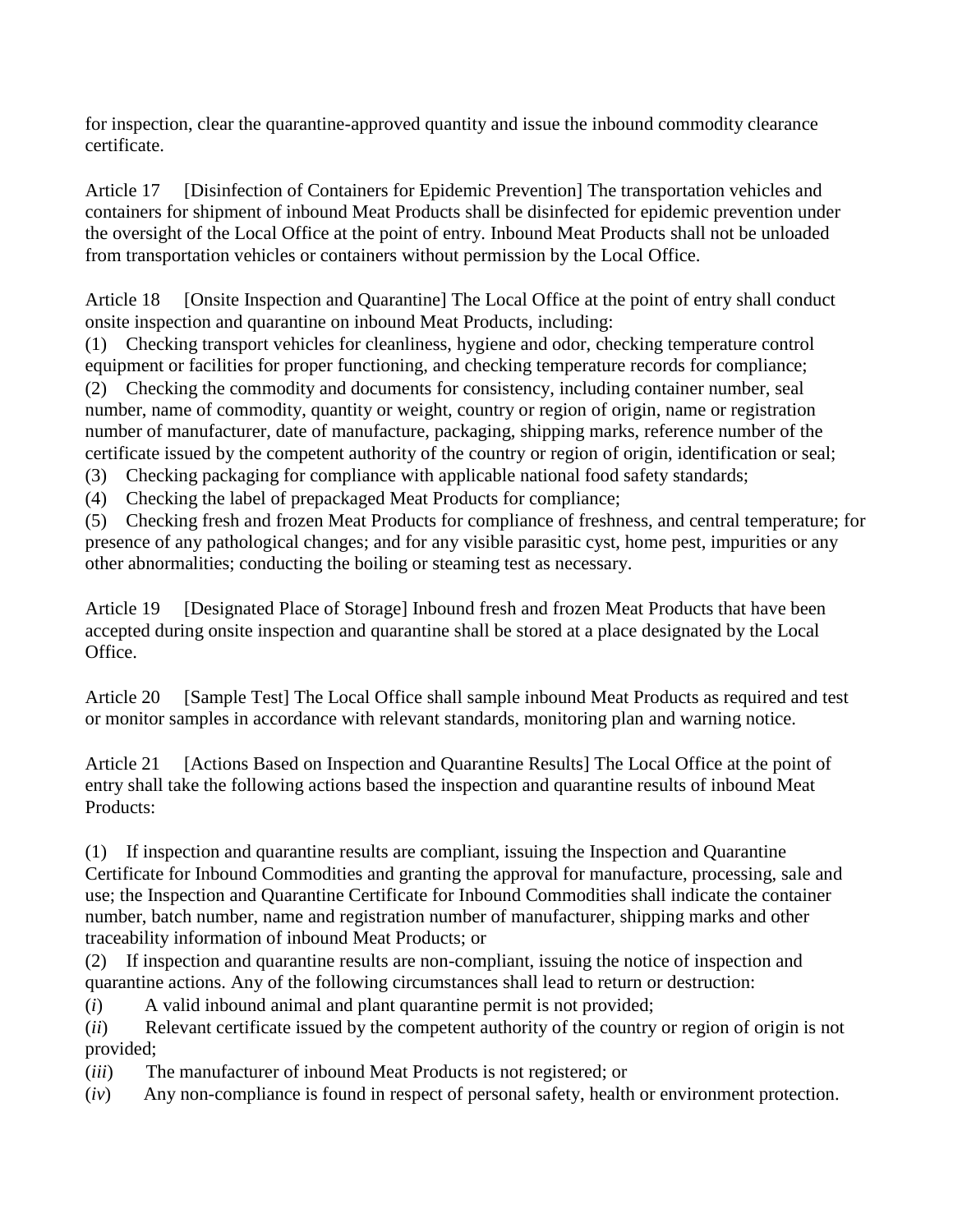for inspection, clear the quarantine-approved quantity and issue the inbound commodity clearance certificate.

Article 17 [Disinfection of Containers for Epidemic Prevention] The transportation vehicles and containers for shipment of inbound Meat Products shall be disinfected for epidemic prevention under the oversight of the Local Office at the point of entry. Inbound Meat Products shall not be unloaded from transportation vehicles or containers without permission by the Local Office.

Article 18 [Onsite Inspection and Quarantine] The Local Office at the point of entry shall conduct onsite inspection and quarantine on inbound Meat Products, including:

(1) Checking transport vehicles for cleanliness, hygiene and odor, checking temperature control equipment or facilities for proper functioning, and checking temperature records for compliance;

(2) Checking the commodity and documents for consistency, including container number, seal number, name of commodity, quantity or weight, country or region of origin, name or registration number of manufacturer, date of manufacture, packaging, shipping marks, reference number of the certificate issued by the competent authority of the country or region of origin, identification or seal;

(3) Checking packaging for compliance with applicable national food safety standards;

(4) Checking the label of prepackaged Meat Products for compliance;

(5) Checking fresh and frozen Meat Products for compliance of freshness, and central temperature; for presence of any pathological changes; and for any visible parasitic cyst, home pest, impurities or any other abnormalities; conducting the boiling or steaming test as necessary.

Article 19 [Designated Place of Storage] Inbound fresh and frozen Meat Products that have been accepted during onsite inspection and quarantine shall be stored at a place designated by the Local Office.

Article 20 [Sample Test] The Local Office shall sample inbound Meat Products as required and test or monitor samples in accordance with relevant standards, monitoring plan and warning notice.

Article 21 [Actions Based on Inspection and Quarantine Results] The Local Office at the point of entry shall take the following actions based the inspection and quarantine results of inbound Meat Products:

(1) If inspection and quarantine results are compliant, issuing the Inspection and Quarantine Certificate for Inbound Commodities and granting the approval for manufacture, processing, sale and use; the Inspection and Quarantine Certificate for Inbound Commodities shall indicate the container number, batch number, name and registration number of manufacturer, shipping marks and other traceability information of inbound Meat Products; or

(2) If inspection and quarantine results are non-compliant, issuing the notice of inspection and quarantine actions. Any of the following circumstances shall lead to return or destruction:

(*i*) A valid inbound animal and plant quarantine permit is not provided;

(*ii*) Relevant certificate issued by the competent authority of the country or region of origin is not provided;

(*iii*) The manufacturer of inbound Meat Products is not registered; or

(*iv*) Any non-compliance is found in respect of personal safety, health or environment protection.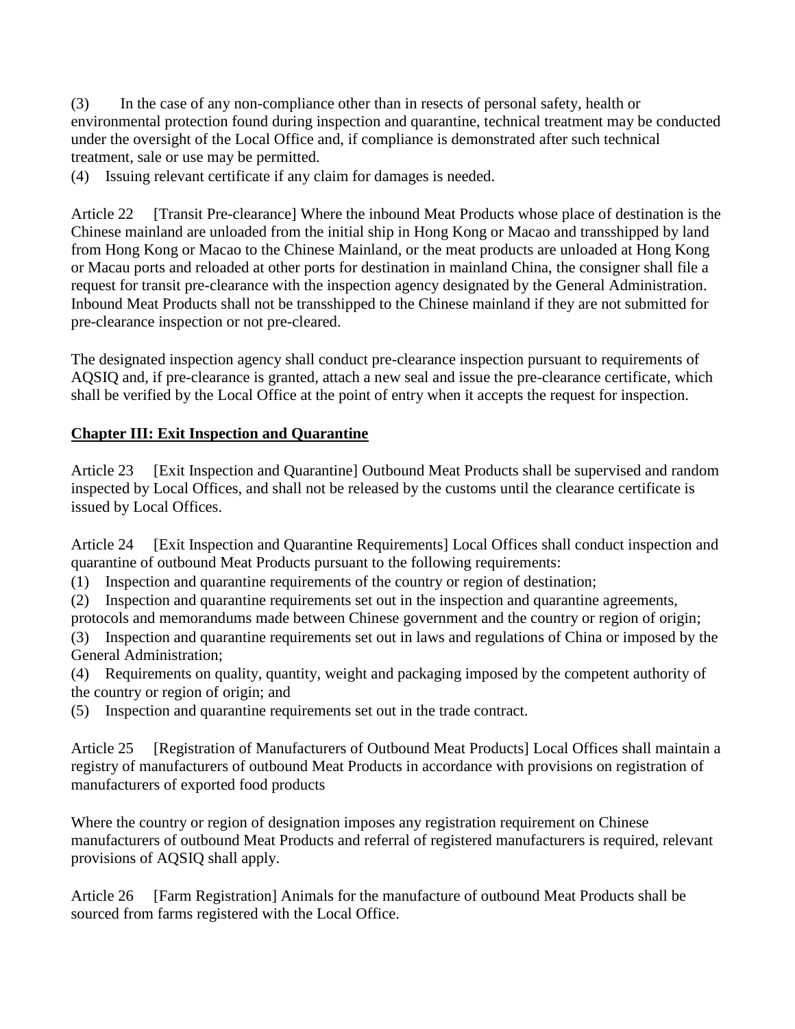(3) In the case of any non-compliance other than in resects of personal safety, health or environmental protection found during inspection and quarantine, technical treatment may be conducted under the oversight of the Local Office and, if compliance is demonstrated after such technical treatment, sale or use may be permitted.

(4) Issuing relevant certificate if any claim for damages is needed.

Article 22 [Transit Pre-clearance] Where the inbound Meat Products whose place of destination is the Chinese mainland are unloaded from the initial ship in Hong Kong or Macao and transshipped by land from Hong Kong or Macao to the Chinese Mainland, or the meat products are unloaded at Hong Kong or Macau ports and reloaded at other ports for destination in mainland China, the consigner shall file a request for transit pre-clearance with the inspection agency designated by the General Administration. Inbound Meat Products shall not be transshipped to the Chinese mainland if they are not submitted for pre-clearance inspection or not pre-cleared.

The designated inspection agency shall conduct pre-clearance inspection pursuant to requirements of AQSIQ and, if pre-clearance is granted, attach a new seal and issue the pre-clearance certificate, which shall be verified by the Local Office at the point of entry when it accepts the request for inspection.

## Chapter III: Exit Inspection and Quarantine

Article 23 [Exit Inspection and Quarantine] Outbound Meat Products shall be supervised and random inspected by Local Offices, and shall not be released by the customs until the clearance certificate is issued by Local Offices.

Article 24 [Exit Inspection and Quarantine Requirements] Local Offices shall conduct inspection and quarantine of outbound Meat Products pursuant to the following requirements:

(1) Inspection and quarantine requirements of the country or region of destination;

(2) Inspection and quarantine requirements set out in the inspection and quarantine agreements, protocols and memorandums made between Chinese government and the country or region of origin;

(3) Inspection and quarantine requirements set out in laws and regulations of China or imposed by the General Administration;

(4) Requirements on quality, quantity, weight and packaging imposed by the competent authority of the country or region of origin; and

(5) Inspection and quarantine requirements set out in the trade contract.

Article 25 [Registration of Manufacturers of Outbound Meat Products] Local Offices shall maintain a registry of manufacturers of outbound Meat Products in accordance with provisions on registration of manufacturers of exported food products

Where the country or region of designation imposes any registration requirement on Chinese manufacturers of outbound Meat Products and referral of registered manufacturers is required, relevant provisions of AQSIQ shall apply.

Article 26 [Farm Registration] Animals for the manufacture of outbound Meat Products shall be sourced from farms registered with the Local Office.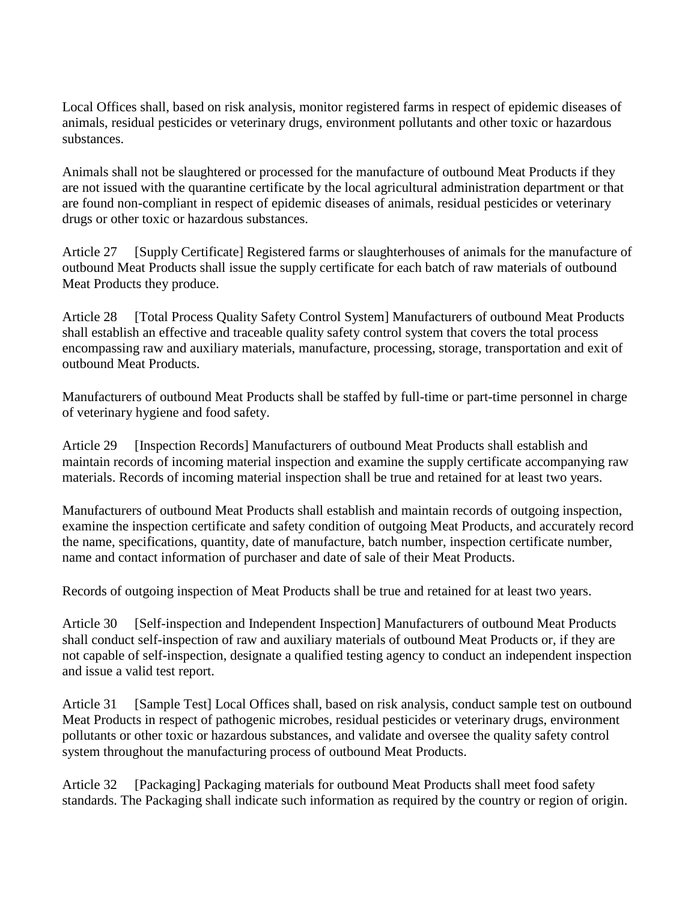Local Offices shall, based on risk analysis, monitor registered farms in respect of epidemic diseases of animals, residual pesticides or veterinary drugs, environment pollutants and other toxic or hazardous substances.

Animals shall not be slaughtered or processed for the manufacture of outbound Meat Products if they are not issued with the quarantine certificate by the local agricultural administration department or that are found non-compliant in respect of epidemic diseases of animals, residual pesticides or veterinary drugs or other toxic or hazardous substances.

Article 27 [Supply Certificate] Registered farms or slaughterhouses of animals for the manufacture of outbound Meat Products shall issue the supply certificate for each batch of raw materials of outbound Meat Products they produce.

Article 28 [Total Process Quality Safety Control System] Manufacturers of outbound Meat Products shall establish an effective and traceable quality safety control system that covers the total process encompassing raw and auxiliary materials, manufacture, processing, storage, transportation and exit of outbound Meat Products.

Manufacturers of outbound Meat Products shall be staffed by full-time or part-time personnel in charge of veterinary hygiene and food safety.

Article 29 [Inspection Records] Manufacturers of outbound Meat Products shall establish and maintain records of incoming material inspection and examine the supply certificate accompanying raw materials. Records of incoming material inspection shall be true and retained for at least two years.

Manufacturers of outbound Meat Products shall establish and maintain records of outgoing inspection, examine the inspection certificate and safety condition of outgoing Meat Products, and accurately record the name, specifications, quantity, date of manufacture, batch number, inspection certificate number, name and contact information of purchaser and date of sale of their Meat Products.

Records of outgoing inspection of Meat Products shall be true and retained for at least two years.

Article 30 [Self-inspection and Independent Inspection] Manufacturers of outbound Meat Products shall conduct self-inspection of raw and auxiliary materials of outbound Meat Products or, if they are not capable of self-inspection, designate a qualified testing agency to conduct an independent inspection and issue a valid test report.

Article 31 [Sample Test] Local Offices shall, based on risk analysis, conduct sample test on outbound Meat Products in respect of pathogenic microbes, residual pesticides or veterinary drugs, environment pollutants or other toxic or hazardous substances, and validate and oversee the quality safety control system throughout the manufacturing process of outbound Meat Products.

Article 32 [Packaging] Packaging materials for outbound Meat Products shall meet food safety standards. The Packaging shall indicate such information as required by the country or region of origin.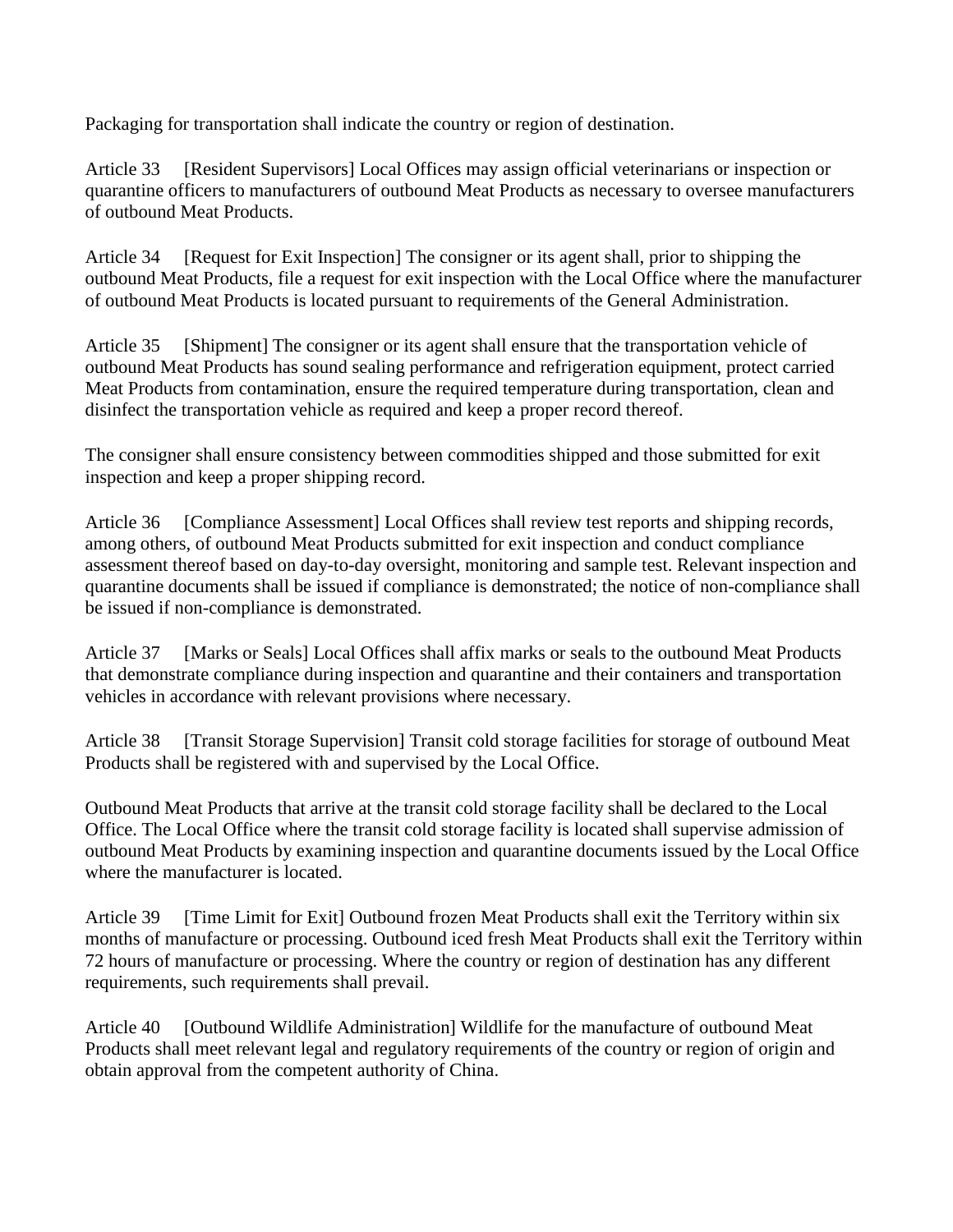Packaging for transportation shall indicate the country or region of destination.

Article 33 [Resident Supervisors] Local Offices may assign official veterinarians or inspection or quarantine officers to manufacturers of outbound Meat Products as necessary to oversee manufacturers of outbound Meat Products.

Article 34 [Request for Exit Inspection] The consigner or its agent shall, prior to shipping the outbound Meat Products, file a request for exit inspection with the Local Office where the manufacturer of outbound Meat Products is located pursuant to requirements of the General Administration.

Article 35 [Shipment] The consigner or its agent shall ensure that the transportation vehicle of outbound Meat Products has sound sealing performance and refrigeration equipment, protect carried Meat Products from contamination, ensure the required temperature during transportation, clean and disinfect the transportation vehicle as required and keep a proper record thereof.

The consigner shall ensure consistency between commodities shipped and those submitted for exit inspection and keep a proper shipping record.

Article 36 [Compliance Assessment] Local Offices shall review test reports and shipping records, among others, of outbound Meat Products submitted for exit inspection and conduct compliance assessment thereof based on day-to-day oversight, monitoring and sample test. Relevant inspection and quarantine documents shall be issued if compliance is demonstrated; the notice of non-compliance shall be issued if non-compliance is demonstrated.

Article 37 [Marks or Seals] Local Offices shall affix marks or seals to the outbound Meat Products that demonstrate compliance during inspection and quarantine and their containers and transportation vehicles in accordance with relevant provisions where necessary.

Article 38 [Transit Storage Supervision] Transit cold storage facilities for storage of outbound Meat Products shall be registered with and supervised by the Local Office.

Outbound Meat Products that arrive at the transit cold storage facility shall be declared to the Local Office. The Local Office where the transit cold storage facility is located shall supervise admission of outbound Meat Products by examining inspection and quarantine documents issued by the Local Office where the manufacturer is located.

Article 39 [Time Limit for Exit] Outbound frozen Meat Products shall exit the Territory within six months of manufacture or processing. Outbound iced fresh Meat Products shall exit the Territory within 72 hours of manufacture or processing. Where the country or region of destination has any different requirements, such requirements shall prevail.

Article 40 [Outbound Wildlife Administration] Wildlife for the manufacture of outbound Meat Products shall meet relevant legal and regulatory requirements of the country or region of origin and obtain approval from the competent authority of China.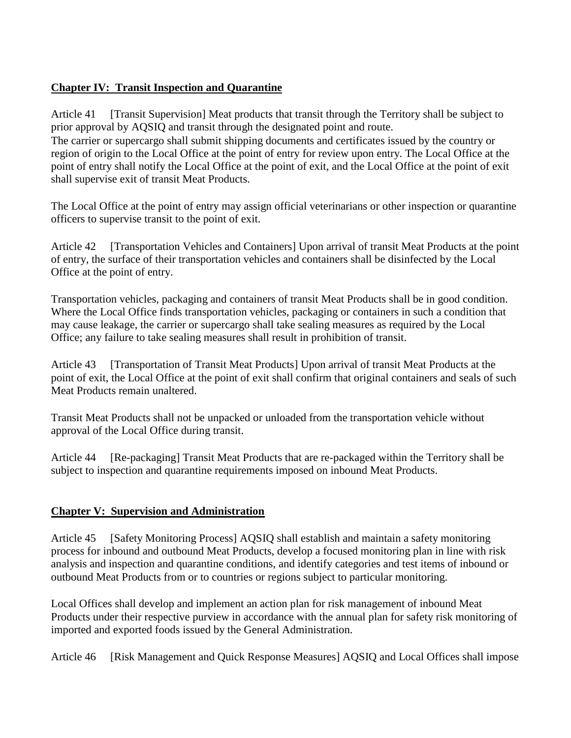## Chapter IV: Transit Inspection and Quarantine

Article 41 [Transit Supervision] Meat products that transit through the Territory shall be subject to prior approval by AQSIQ and transit through the designated point and route.
The carrier or supercargo shall submit shipping documents and certificates issued by the country or region of origin to the Local Office at the point of entry for review upon entry. The Local Office at the point of entry shall notify the Local Office at the point of exit, and the Local Office at the point of exit shall supervise exit of transit Meat Products.

The Local Office at the point of entry may assign official veterinarians or other inspection or quarantine officers to supervise transit to the point of exit.

Article 42 [Transportation Vehicles and Containers] Upon arrival of transit Meat Products at the point of entry, the surface of their transportation vehicles and containers shall be disinfected by the Local Office at the point of entry.

Transportation vehicles, packaging and containers of transit Meat Products shall be in good condition. Where the Local Office finds transportation vehicles, packaging or containers in such a condition that may cause leakage, the carrier or supercargo shall take sealing measures as required by the Local Office; any failure to take sealing measures shall result in prohibition of transit.

Article 43 [Transportation of Transit Meat Products] Upon arrival of transit Meat Products at the point of exit, the Local Office at the point of exit shall confirm that original containers and seals of such Meat Products remain unaltered.

Transit Meat Products shall not be unpacked or unloaded from the transportation vehicle without approval of the Local Office during transit.

Article 44 [Re-packaging] Transit Meat Products that are re-packaged within the Territory shall be subject to inspection and quarantine requirements imposed on inbound Meat Products.

## Chapter V: Supervision and Administration

Article 45 [Safety Monitoring Process] AQSIQ shall establish and maintain a safety monitoring process for inbound and outbound Meat Products, develop a focused monitoring plan in line with risk analysis and inspection and quarantine conditions, and identify categories and test items of inbound or outbound Meat Products from or to countries or regions subject to particular monitoring.

Local Offices shall develop and implement an action plan for risk management of inbound Meat Products under their respective purview in accordance with the annual plan for safety risk monitoring of imported and exported foods issued by the General Administration.

Article 46 [Risk Management and Quick Response Measures] AQSIQ and Local Offices shall impose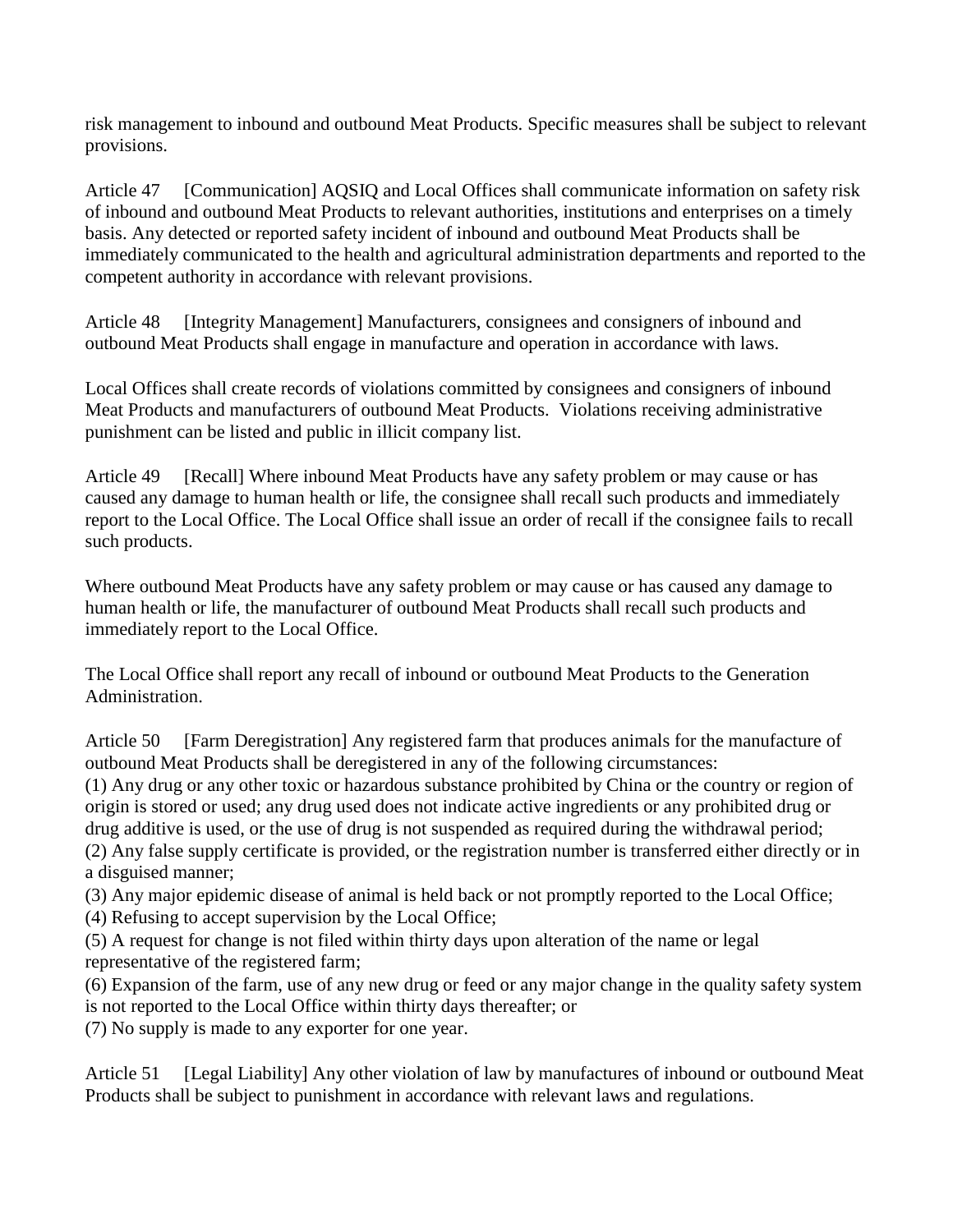risk management to inbound and outbound Meat Products. Specific measures shall be subject to relevant provisions.

Article 47 [Communication] AQSIQ and Local Offices shall communicate information on safety risk of inbound and outbound Meat Products to relevant authorities, institutions and enterprises on a timely basis. Any detected or reported safety incident of inbound and outbound Meat Products shall be immediately communicated to the health and agricultural administration departments and reported to the competent authority in accordance with relevant provisions.

Article 48 [Integrity Management] Manufacturers, consignees and consigners of inbound and outbound Meat Products shall engage in manufacture and operation in accordance with laws.

Local Offices shall create records of violations committed by consignees and consigners of inbound Meat Products and manufacturers of outbound Meat Products. Violations receiving administrative punishment can be listed and public in illicit company list.

Article 49 [Recall] Where inbound Meat Products have any safety problem or may cause or has caused any damage to human health or life, the consignee shall recall such products and immediately report to the Local Office. The Local Office shall issue an order of recall if the consignee fails to recall such products.

Where outbound Meat Products have any safety problem or may cause or has caused any damage to human health or life, the manufacturer of outbound Meat Products shall recall such products and immediately report to the Local Office.

The Local Office shall report any recall of inbound or outbound Meat Products to the Generation Administration.

Article 50 [Farm Deregistration] Any registered farm that produces animals for the manufacture of outbound Meat Products shall be deregistered in any of the following circumstances:
(1) Any drug or any other toxic or hazardous substance prohibited by China or the country or region of origin is stored or used; any drug used does not indicate active ingredients or any prohibited drug or drug additive is used, or the use of drug is not suspended as required during the withdrawal period;
(2) Any false supply certificate is provided, or the registration number is transferred either directly or in a disguised manner;
(3) Any major epidemic disease of animal is held back or not promptly reported to the Local Office;
(4) Refusing to accept supervision by the Local Office;
(5) A request for change is not filed within thirty days upon alteration of the name or legal representative of the registered farm;
(6) Expansion of the farm, use of any new drug or feed or any major change in the quality safety system is not reported to the Local Office within thirty days thereafter; or
(7) No supply is made to any exporter for one year.

Article 51 [Legal Liability] Any other violation of law by manufactures of inbound or outbound Meat Products shall be subject to punishment in accordance with relevant laws and regulations.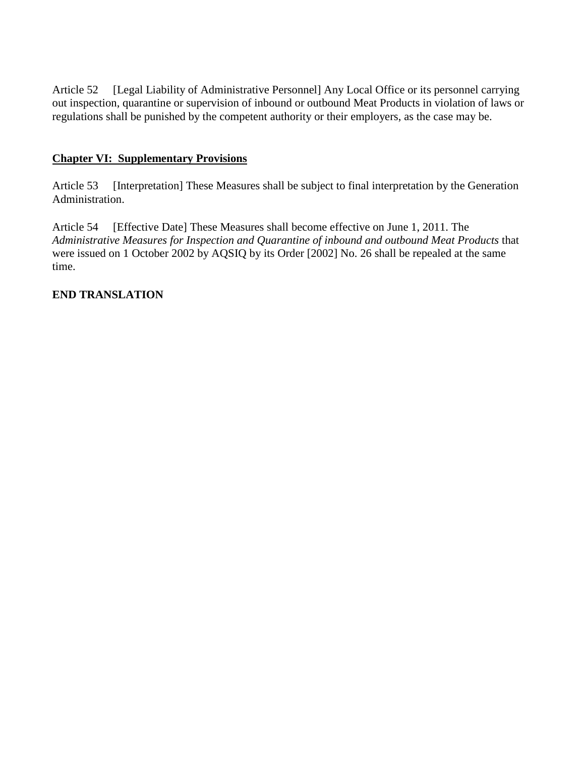Article 52 [Legal Liability of Administrative Personnel] Any Local Office or its personnel carrying out inspection, quarantine or supervision of inbound or outbound Meat Products in violation of laws or regulations shall be punished by the competent authority or their employers, as the case may be.

## Chapter VI: Supplementary Provisions

Article 53 [Interpretation] These Measures shall be subject to final interpretation by the Generation Administration.

Article 54 [Effective Date] These Measures shall become effective on June 1, 2011. The *Administrative Measures for Inspection and Quarantine of inbound and outbound Meat Products* that were issued on 1 October 2002 by AQSIQ by its Order [2002] No. 26 shall be repealed at the same time.

**END TRANSLATION**